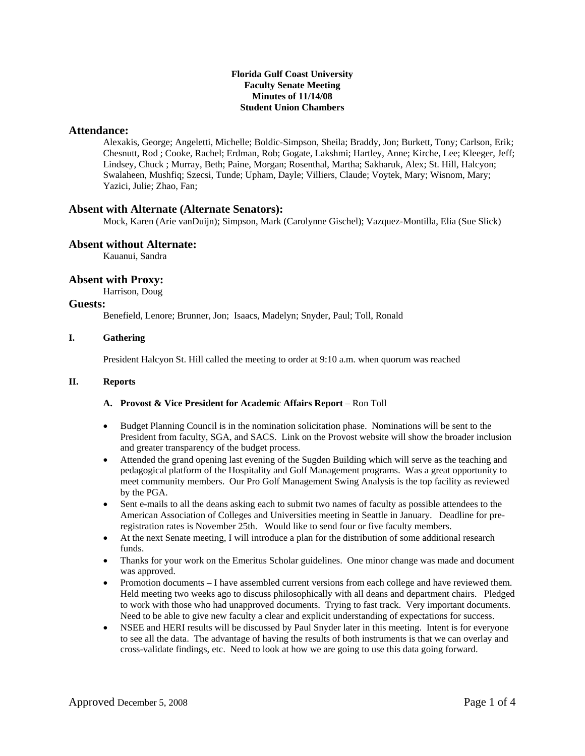**Florida Gulf Coast University**
**Faculty Senate Meeting**
**Minutes of 11/14/08**
**Student Union Chambers**

## Attendance:

Alexakis, George; Angeletti, Michelle; Boldic-Simpson, Sheila; Braddy, Jon; Burkett, Tony; Carlson, Erik; Chesnutt, Rod ; Cooke, Rachel; Erdman, Rob; Gogate, Lakshmi; Hartley, Anne; Kirche, Lee; Kleeger, Jeff; Lindsey, Chuck ; Murray, Beth; Paine, Morgan; Rosenthal, Martha; Sakharuk, Alex; St. Hill, Halcyon; Swalaheen, Mushfiq; Szecsi, Tunde; Upham, Dayle; Villiers, Claude; Voytek, Mary; Wisnom, Mary; Yazici, Julie; Zhao, Fan;

## Absent with Alternate (Alternate Senators):

Mock, Karen (Arie vanDuijn); Simpson, Mark (Carolynne Gischel); Vazquez-Montilla, Elia (Sue Slick)

## Absent without Alternate:

Kauanui, Sandra

## Absent with Proxy:

Harrison, Doug

## Guests:

Benefield, Lenore; Brunner, Jon; Isaacs, Madelyn; Snyder, Paul; Toll, Ronald

### I. Gathering

President Halcyon St. Hill called the meeting to order at 9:10 a.m. when quorum was reached

### II. Reports

**A. Provost & Vice President for Academic Affairs Report** – Ron Toll

- Budget Planning Council is in the nomination solicitation phase. Nominations will be sent to the President from faculty, SGA, and SACS. Link on the Provost website will show the broader inclusion and greater transparency of the budget process.
- Attended the grand opening last evening of the Sugden Building which will serve as the teaching and pedagogical platform of the Hospitality and Golf Management programs. Was a great opportunity to meet community members. Our Pro Golf Management Swing Analysis is the top facility as reviewed by the PGA.
- Sent e-mails to all the deans asking each to submit two names of faculty as possible attendees to the American Association of Colleges and Universities meeting in Seattle in January. Deadline for pre-registration rates is November 25th. Would like to send four or five faculty members.
- At the next Senate meeting, I will introduce a plan for the distribution of some additional research funds.
- Thanks for your work on the Emeritus Scholar guidelines. One minor change was made and document was approved.
- Promotion documents – I have assembled current versions from each college and have reviewed them. Held meeting two weeks ago to discuss philosophically with all deans and department chairs. Pledged to work with those who had unapproved documents. Trying to fast track. Very important documents. Need to be able to give new faculty a clear and explicit understanding of expectations for success.
- NSEE and HERI results will be discussed by Paul Snyder later in this meeting. Intent is for everyone to see all the data. The advantage of having the results of both instruments is that we can overlay and cross-validate findings, etc. Need to look at how we are going to use this data going forward.

Approved December 5, 2008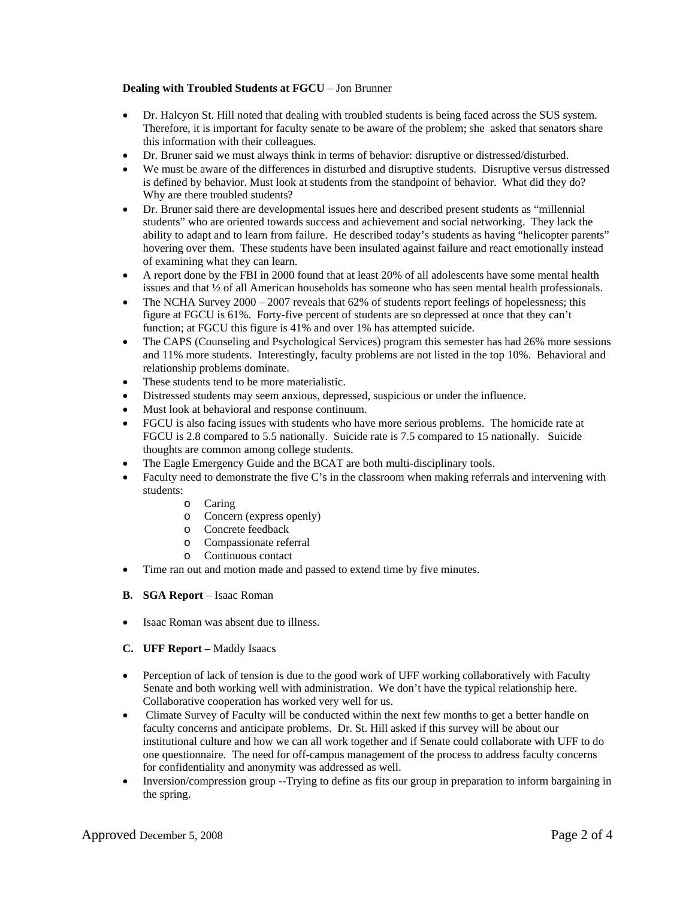**Dealing with Troubled Students at FGCU** – Jon Brunner

- Dr. Halcyon St. Hill noted that dealing with troubled students is being faced across the SUS system. Therefore, it is important for faculty senate to be aware of the problem; she asked that senators share this information with their colleagues.
- Dr. Bruner said we must always think in terms of behavior: disruptive or distressed/disturbed.
- We must be aware of the differences in disturbed and disruptive students. Disruptive versus distressed is defined by behavior. Must look at students from the standpoint of behavior. What did they do? Why are there troubled students?
- Dr. Bruner said there are developmental issues here and described present students as "millennial students" who are oriented towards success and achievement and social networking. They lack the ability to adapt and to learn from failure. He described today's students as having "helicopter parents" hovering over them. These students have been insulated against failure and react emotionally instead of examining what they can learn.
- A report done by the FBI in 2000 found that at least 20% of all adolescents have some mental health issues and that ½ of all American households has someone who has seen mental health professionals.
- The NCHA Survey 2000 – 2007 reveals that 62% of students report feelings of hopelessness; this figure at FGCU is 61%. Forty-five percent of students are so depressed at once that they can't function; at FGCU this figure is 41% and over 1% has attempted suicide.
- The CAPS (Counseling and Psychological Services) program this semester has had 26% more sessions and 11% more students. Interestingly, faculty problems are not listed in the top 10%. Behavioral and relationship problems dominate.
- These students tend to be more materialistic.
- Distressed students may seem anxious, depressed, suspicious or under the influence.
- Must look at behavioral and response continuum.
- FGCU is also facing issues with students who have more serious problems. The homicide rate at FGCU is 2.8 compared to 5.5 nationally. Suicide rate is 7.5 compared to 15 nationally. Suicide thoughts are common among college students.
- The Eagle Emergency Guide and the BCAT are both multi-disciplinary tools.
- Faculty need to demonstrate the five C's in the classroom when making referrals and intervening with students:
  - Caring
  - Concern (express openly)
  - Concrete feedback
  - Compassionate referral
  - Continuous contact
- Time ran out and motion made and passed to extend time by five minutes.

**B. SGA Report** – Isaac Roman

- Isaac Roman was absent due to illness.

**C. UFF Report –** Maddy Isaacs

- Perception of lack of tension is due to the good work of UFF working collaboratively with Faculty Senate and both working well with administration. We don't have the typical relationship here. Collaborative cooperation has worked very well for us.
- Climate Survey of Faculty will be conducted within the next few months to get a better handle on faculty concerns and anticipate problems. Dr. St. Hill asked if this survey will be about our institutional culture and how we can all work together and if Senate could collaborate with UFF to do one questionnaire. The need for off-campus management of the process to address faculty concerns for confidentiality and anonymity was addressed as well.
- Inversion/compression group --Trying to define as fits our group in preparation to inform bargaining in the spring.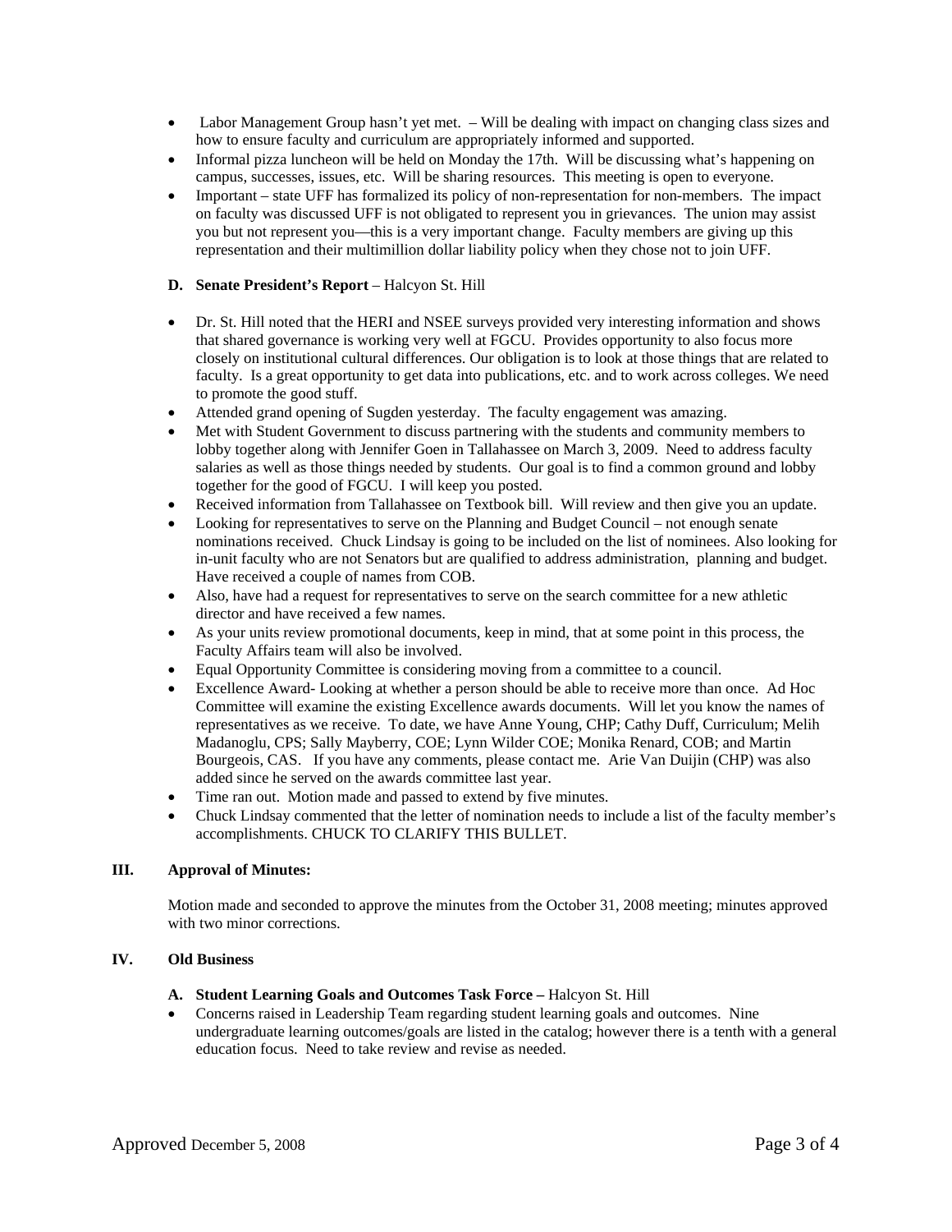- Labor Management Group hasn't yet met. – Will be dealing with impact on changing class sizes and how to ensure faculty and curriculum are appropriately informed and supported.
- Informal pizza luncheon will be held on Monday the 17th. Will be discussing what's happening on campus, successes, issues, etc. Will be sharing resources. This meeting is open to everyone.
- Important – state UFF has formalized its policy of non-representation for non-members. The impact on faculty was discussed UFF is not obligated to represent you in grievances. The union may assist you but not represent you—this is a very important change. Faculty members are giving up this representation and their multimillion dollar liability policy when they chose not to join UFF.

**D. Senate President's Report** – Halcyon St. Hill

- Dr. St. Hill noted that the HERI and NSEE surveys provided very interesting information and shows that shared governance is working very well at FGCU. Provides opportunity to also focus more closely on institutional cultural differences. Our obligation is to look at those things that are related to faculty. Is a great opportunity to get data into publications, etc. and to work across colleges. We need to promote the good stuff.
- Attended grand opening of Sugden yesterday. The faculty engagement was amazing.
- Met with Student Government to discuss partnering with the students and community members to lobby together along with Jennifer Goen in Tallahassee on March 3, 2009. Need to address faculty salaries as well as those things needed by students. Our goal is to find a common ground and lobby together for the good of FGCU. I will keep you posted.
- Received information from Tallahassee on Textbook bill. Will review and then give you an update.
- Looking for representatives to serve on the Planning and Budget Council – not enough senate nominations received. Chuck Lindsay is going to be included on the list of nominees. Also looking for in-unit faculty who are not Senators but are qualified to address administration, planning and budget. Have received a couple of names from COB.
- Also, have had a request for representatives to serve on the search committee for a new athletic director and have received a few names.
- As your units review promotional documents, keep in mind, that at some point in this process, the Faculty Affairs team will also be involved.
- Equal Opportunity Committee is considering moving from a committee to a council.
- Excellence Award- Looking at whether a person should be able to receive more than once. Ad Hoc Committee will examine the existing Excellence awards documents. Will let you know the names of representatives as we receive. To date, we have Anne Young, CHP; Cathy Duff, Curriculum; Melih Madanoglu, CPS; Sally Mayberry, COE; Lynn Wilder COE; Monika Renard, COB; and Martin Bourgeois, CAS. If you have any comments, please contact me. Arie Van Duijin (CHP) was also added since he served on the awards committee last year.
- Time ran out. Motion made and passed to extend by five minutes.
- Chuck Lindsay commented that the letter of nomination needs to include a list of the faculty member's accomplishments. CHUCK TO CLARIFY THIS BULLET.

## III. Approval of Minutes:

Motion made and seconded to approve the minutes from the October 31, 2008 meeting; minutes approved with two minor corrections.

## IV. Old Business

**A. Student Learning Goals and Outcomes Task Force –** Halcyon St. Hill

- Concerns raised in Leadership Team regarding student learning goals and outcomes. Nine undergraduate learning outcomes/goals are listed in the catalog; however there is a tenth with a general education focus. Need to take review and revise as needed.

Approved December 5, 2008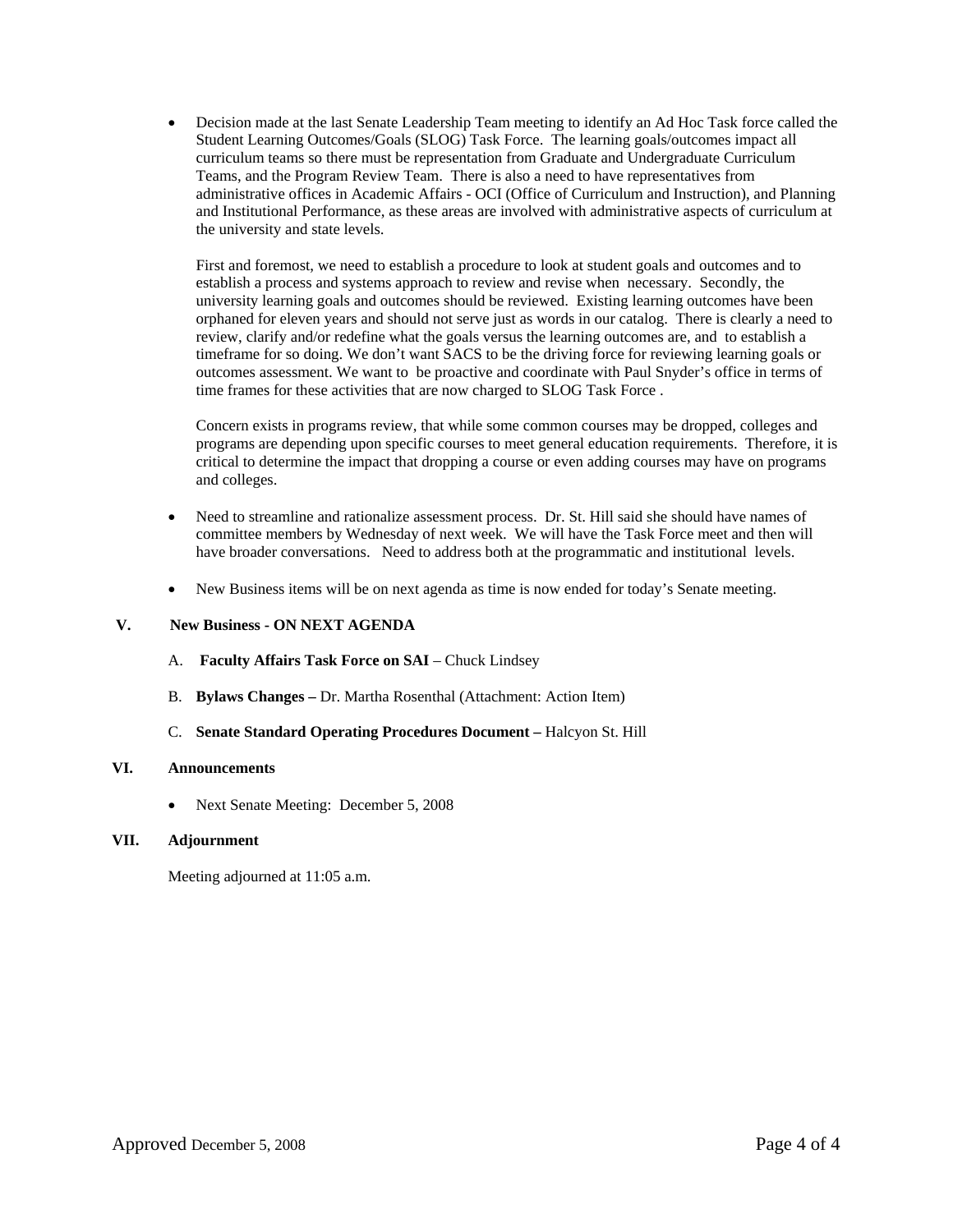- Decision made at the last Senate Leadership Team meeting to identify an Ad Hoc Task force called the Student Learning Outcomes/Goals (SLOG) Task Force. The learning goals/outcomes impact all curriculum teams so there must be representation from Graduate and Undergraduate Curriculum Teams, and the Program Review Team. There is also a need to have representatives from administrative offices in Academic Affairs - OCI (Office of Curriculum and Instruction), and Planning and Institutional Performance, as these areas are involved with administrative aspects of curriculum at the university and state levels.

  First and foremost, we need to establish a procedure to look at student goals and outcomes and to establish a process and systems approach to review and revise when necessary. Secondly, the university learning goals and outcomes should be reviewed. Existing learning outcomes have been orphaned for eleven years and should not serve just as words in our catalog. There is clearly a need to review, clarify and/or redefine what the goals versus the learning outcomes are, and to establish a timeframe for so doing. We don't want SACS to be the driving force for reviewing learning goals or outcomes assessment. We want to be proactive and coordinate with Paul Snyder's office in terms of time frames for these activities that are now charged to SLOG Task Force .

  Concern exists in programs review, that while some common courses may be dropped, colleges and programs are depending upon specific courses to meet general education requirements. Therefore, it is critical to determine the impact that dropping a course or even adding courses may have on programs and colleges.

- Need to streamline and rationalize assessment process. Dr. St. Hill said she should have names of committee members by Wednesday of next week. We will have the Task Force meet and then will have broader conversations. Need to address both at the programmatic and institutional levels.

- New Business items will be on next agenda as time is now ended for today's Senate meeting.

## V. New Business - ON NEXT AGENDA

A. **Faculty Affairs Task Force on SAI** – Chuck Lindsey

B. **Bylaws Changes –** Dr. Martha Rosenthal (Attachment: Action Item)

C. **Senate Standard Operating Procedures Document –** Halcyon St. Hill

## VI. Announcements

- Next Senate Meeting: December 5, 2008

## VII. Adjournment

Meeting adjourned at 11:05 a.m.

Approved December 5, 2008